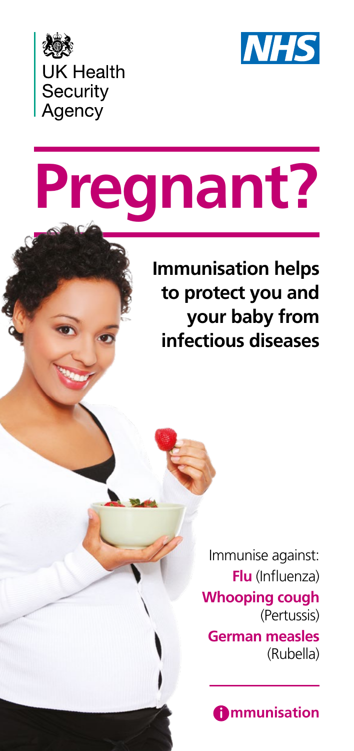UK Health Security Agency

NHS

# Pregnant?

**Immunisation helps to protect you and your baby from infectious diseases**

Immunise against:

**Flu** (Influenza)

**Whooping cough** (Pertussis)

**German measles** (Rubella)

immunisation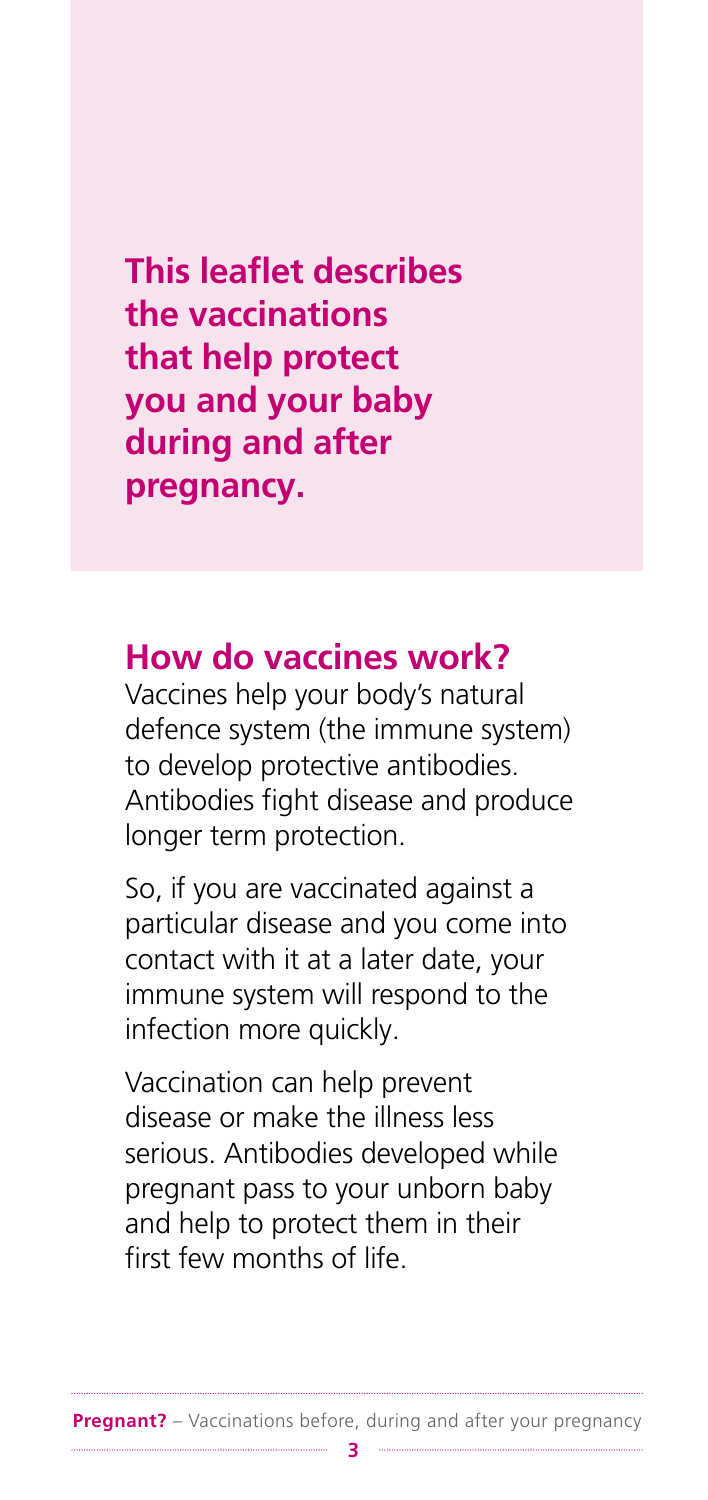**This leaflet describes the vaccinations that help protect you and your baby during and after pregnancy.**

## How do vaccines work?

Vaccines help your body's natural defence system (the immune system) to develop protective antibodies. Antibodies fight disease and produce longer term protection.

So, if you are vaccinated against a particular disease and you come into contact with it at a later date, your immune system will respond to the infection more quickly.

Vaccination can help prevent disease or make the illness less serious. Antibodies developed while pregnant pass to your unborn baby and help to protect them in their first few months of life.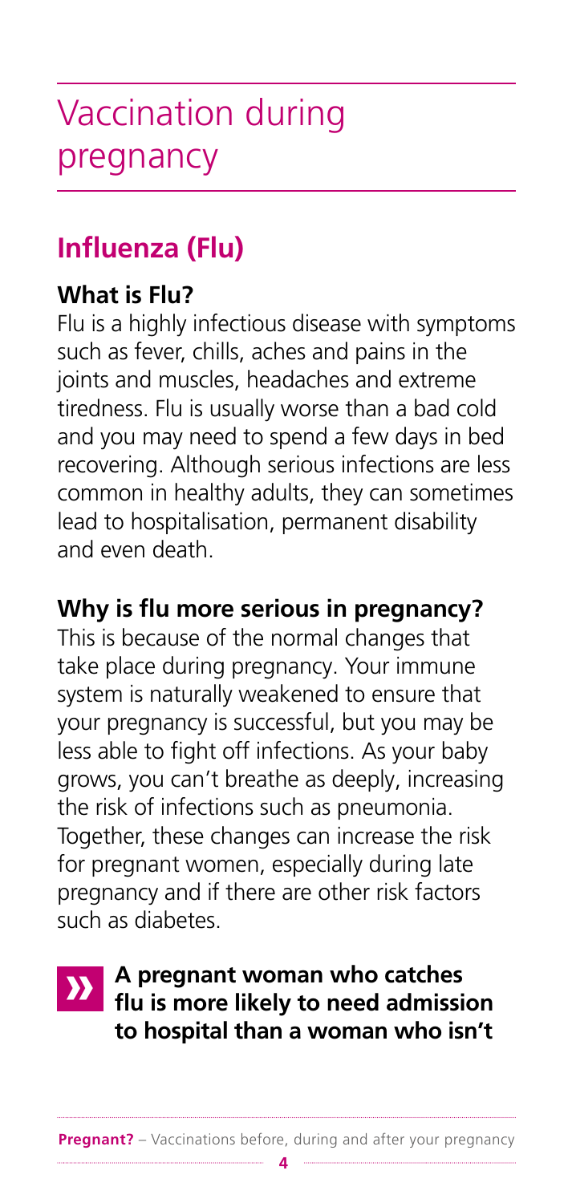# Vaccination during pregnancy

## Influenza (Flu)

### What is Flu?

Flu is a highly infectious disease with symptoms such as fever, chills, aches and pains in the joints and muscles, headaches and extreme tiredness. Flu is usually worse than a bad cold and you may need to spend a few days in bed recovering. Although serious infections are less common in healthy adults, they can sometimes lead to hospitalisation, permanent disability and even death.

### Why is flu more serious in pregnancy?

This is because of the normal changes that take place during pregnancy. Your immune system is naturally weakened to ensure that your pregnancy is successful, but you may be less able to fight off infections. As your baby grows, you can't breathe as deeply, increasing the risk of infections such as pneumonia. Together, these changes can increase the risk for pregnant women, especially during late pregnancy and if there are other risk factors such as diabetes.

» **A pregnant woman who catches flu is more likely to need admission to hospital than a woman who isn't**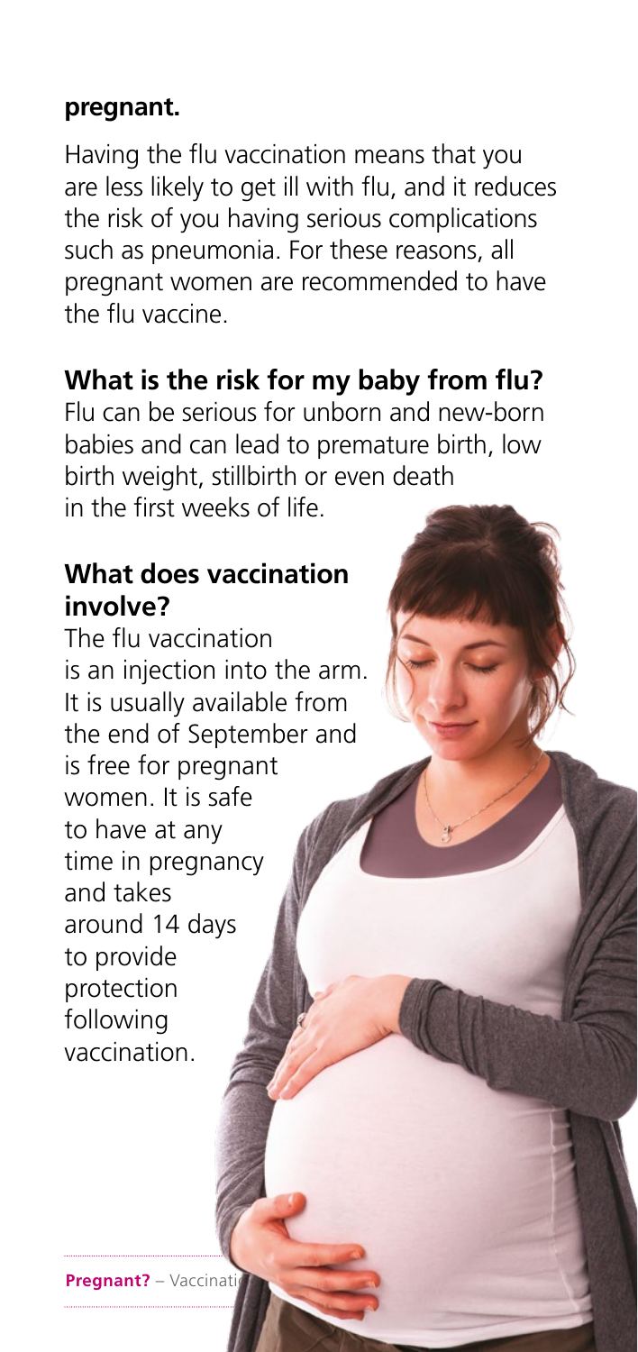**pregnant.**

Having the flu vaccination means that you are less likely to get ill with flu, and it reduces the risk of you having serious complications such as pneumonia. For these reasons, all pregnant women are recommended to have the flu vaccine.

## What is the risk for my baby from flu?

Flu can be serious for unborn and new-born babies and can lead to premature birth, low birth weight, stillbirth or even death in the first weeks of life.

## What does vaccination involve?

The flu vaccination is an injection into the arm. It is usually available from the end of September and is free for pregnant women. It is safe to have at any time in pregnancy and takes around 14 days to provide protection following vaccination.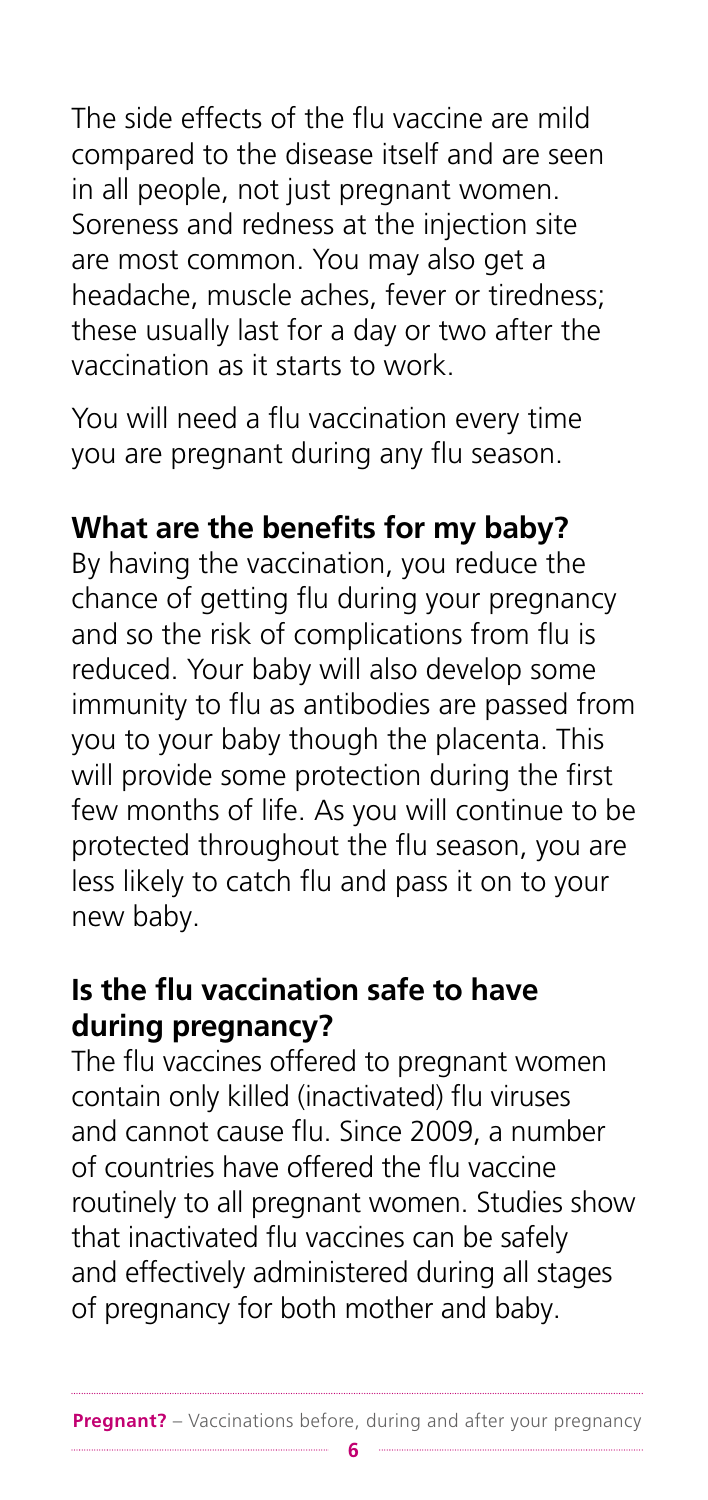The side effects of the flu vaccine are mild compared to the disease itself and are seen in all people, not just pregnant women. Soreness and redness at the injection site are most common. You may also get a headache, muscle aches, fever or tiredness; these usually last for a day or two after the vaccination as it starts to work.

You will need a flu vaccination every time you are pregnant during any flu season.

## What are the benefits for my baby?

By having the vaccination, you reduce the chance of getting flu during your pregnancy and so the risk of complications from flu is reduced. Your baby will also develop some immunity to flu as antibodies are passed from you to your baby though the placenta. This will provide some protection during the first few months of life. As you will continue to be protected throughout the flu season, you are less likely to catch flu and pass it on to your new baby.

## Is the flu vaccination safe to have during pregnancy?

The flu vaccines offered to pregnant women contain only killed (inactivated) flu viruses and cannot cause flu. Since 2009, a number of countries have offered the flu vaccine routinely to all pregnant women. Studies show that inactivated flu vaccines can be safely and effectively administered during all stages of pregnancy for both mother and baby.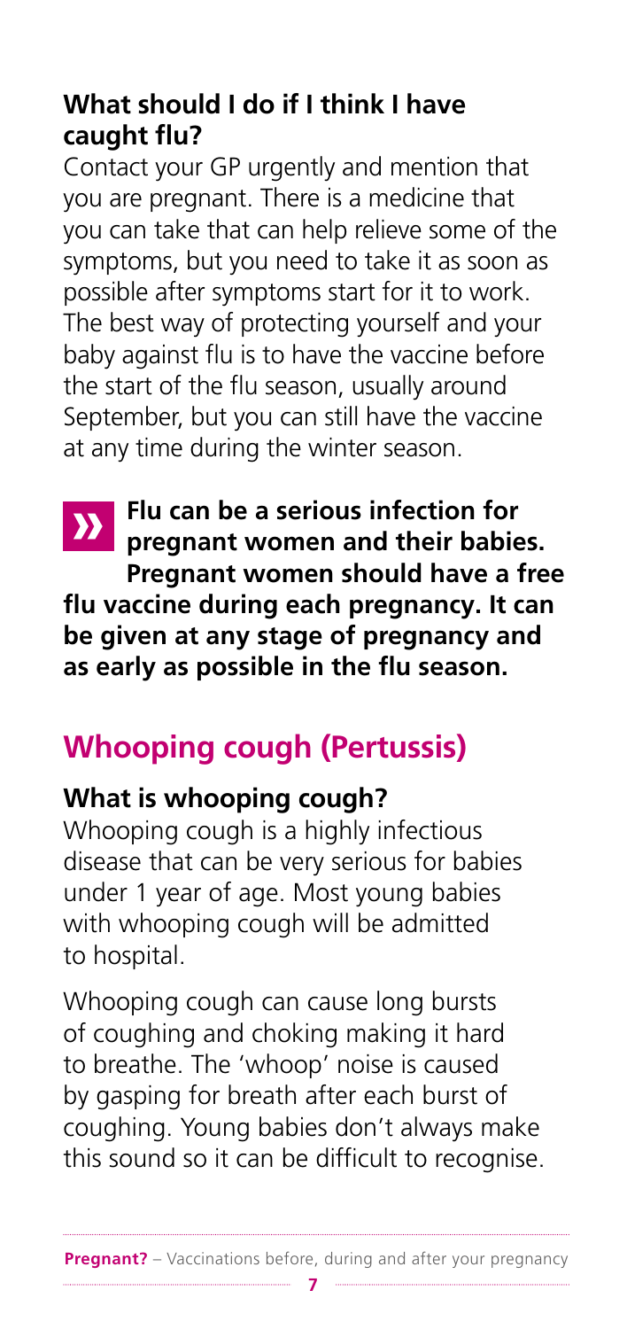### What should I do if I think I have caught flu?

Contact your GP urgently and mention that you are pregnant. There is a medicine that you can take that can help relieve some of the symptoms, but you need to take it as soon as possible after symptoms start for it to work. The best way of protecting yourself and your baby against flu is to have the vaccine before the start of the flu season, usually around September, but you can still have the vaccine at any time during the winter season.

**Flu can be a serious infection for pregnant women and their babies. Pregnant women should have a free flu vaccine during each pregnancy. It can be given at any stage of pregnancy and as early as possible in the flu season.**

## Whooping cough (Pertussis)

### What is whooping cough?

Whooping cough is a highly infectious disease that can be very serious for babies under 1 year of age. Most young babies with whooping cough will be admitted to hospital.

Whooping cough can cause long bursts of coughing and choking making it hard to breathe. The 'whoop' noise is caused by gasping for breath after each burst of coughing. Young babies don't always make this sound so it can be difficult to recognise.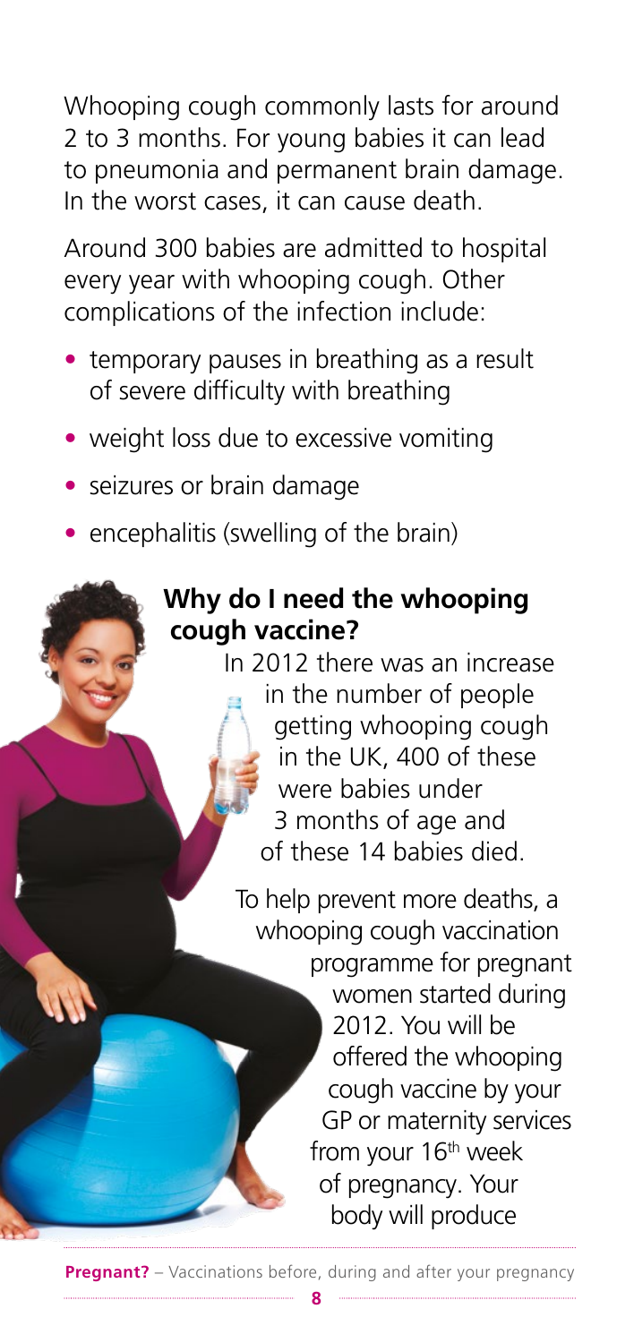Whooping cough commonly lasts for around 2 to 3 months. For young babies it can lead to pneumonia and permanent brain damage. In the worst cases, it can cause death.

Around 300 babies are admitted to hospital every year with whooping cough. Other complications of the infection include:

- temporary pauses in breathing as a result of severe difficulty with breathing
- weight loss due to excessive vomiting
- seizures or brain damage
- encephalitis (swelling of the brain)

## Why do I need the whooping cough vaccine?

In 2012 there was an increase in the number of people getting whooping cough in the UK, 400 of these were babies under 3 months of age and of these 14 babies died.

To help prevent more deaths, a whooping cough vaccination programme for pregnant women started during 2012. You will be offered the whooping cough vaccine by your GP or maternity services from your 16th week of pregnancy. Your body will produce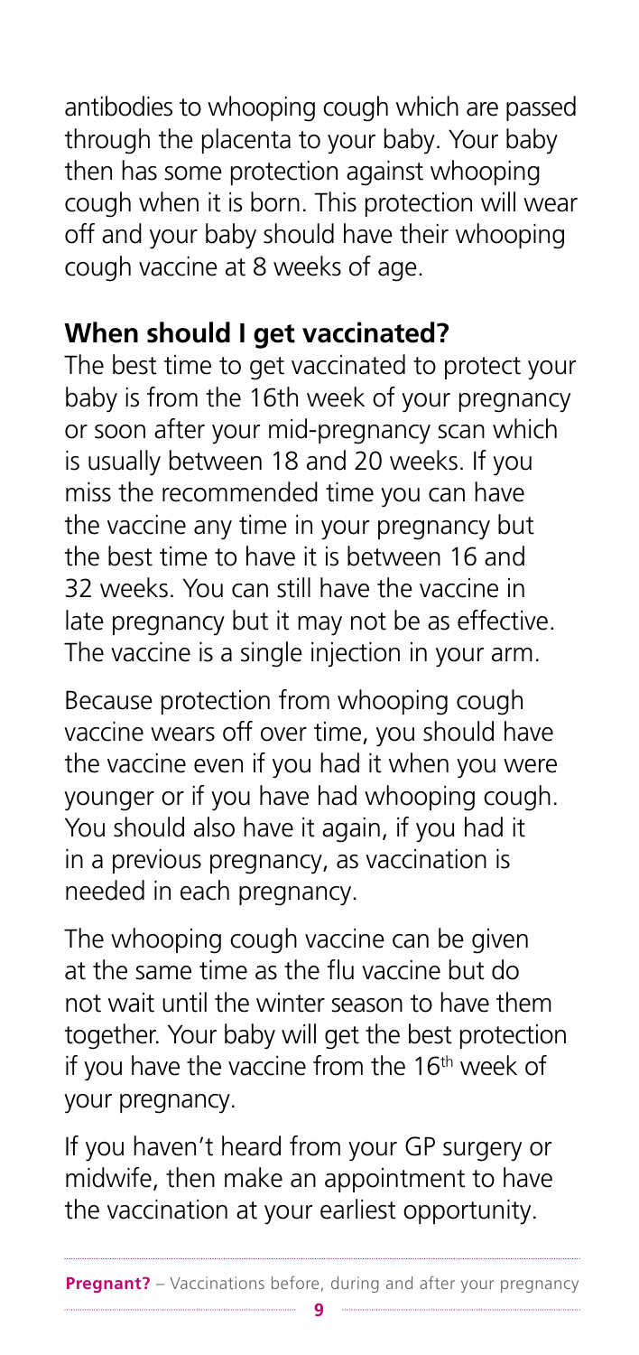antibodies to whooping cough which are passed through the placenta to your baby. Your baby then has some protection against whooping cough when it is born. This protection will wear off and your baby should have their whooping cough vaccine at 8 weeks of age.

## When should I get vaccinated?

The best time to get vaccinated to protect your baby is from the 16th week of your pregnancy or soon after your mid-pregnancy scan which is usually between 18 and 20 weeks. If you miss the recommended time you can have the vaccine any time in your pregnancy but the best time to have it is between 16 and 32 weeks. You can still have the vaccine in late pregnancy but it may not be as effective. The vaccine is a single injection in your arm.

Because protection from whooping cough vaccine wears off over time, you should have the vaccine even if you had it when you were younger or if you have had whooping cough. You should also have it again, if you had it in a previous pregnancy, as vaccination is needed in each pregnancy.

The whooping cough vaccine can be given at the same time as the flu vaccine but do not wait until the winter season to have them together. Your baby will get the best protection if you have the vaccine from the 16th week of your pregnancy.

If you haven't heard from your GP surgery or midwife, then make an appointment to have the vaccination at your earliest opportunity.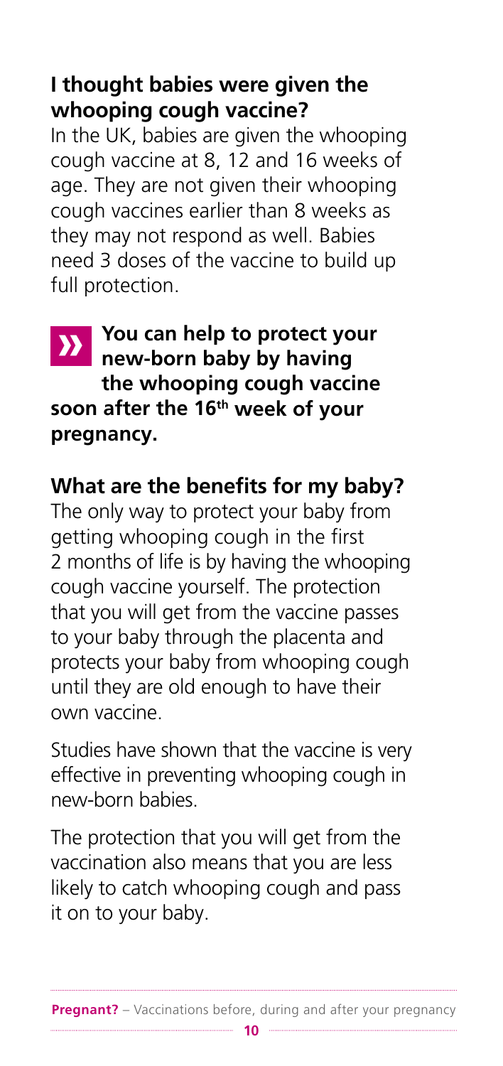### I thought babies were given the whooping cough vaccine?

In the UK, babies are given the whooping cough vaccine at 8, 12 and 16 weeks of age. They are not given their whooping cough vaccines earlier than 8 weeks as they may not respond as well. Babies need 3 doses of the vaccine to build up full protection.

» **You can help to protect your new-born baby by having the whooping cough vaccine soon after the 16th week of your pregnancy.**

### What are the benefits for my baby?

The only way to protect your baby from getting whooping cough in the first 2 months of life is by having the whooping cough vaccine yourself. The protection that you will get from the vaccine passes to your baby through the placenta and protects your baby from whooping cough until they are old enough to have their own vaccine.

Studies have shown that the vaccine is very effective in preventing whooping cough in new-born babies.

The protection that you will get from the vaccination also means that you are less likely to catch whooping cough and pass it on to your baby.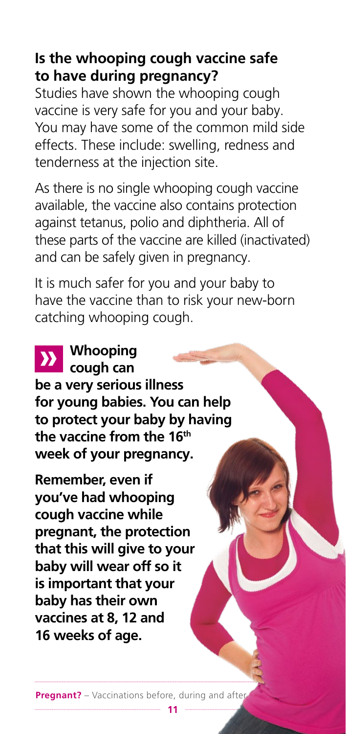## Is the whooping cough vaccine safe to have during pregnancy?

Studies have shown the whooping cough vaccine is very safe for you and your baby. You may have some of the common mild side effects. These include: swelling, redness and tenderness at the injection site.

As there is no single whooping cough vaccine available, the vaccine also contains protection against tetanus, polio and diphtheria. All of these parts of the vaccine are killed (inactivated) and can be safely given in pregnancy.

It is much safer for you and your baby to have the vaccine than to risk your new-born catching whooping cough.

**Whooping cough can be a very serious illness for young babies. You can help to protect your baby by having the vaccine from the 16th week of your pregnancy.**

**Remember, even if you've had whooping cough vaccine while pregnant, the protection that this will give to your baby will wear off so it is important that your baby has their own vaccines at 8, 12 and 16 weeks of age.**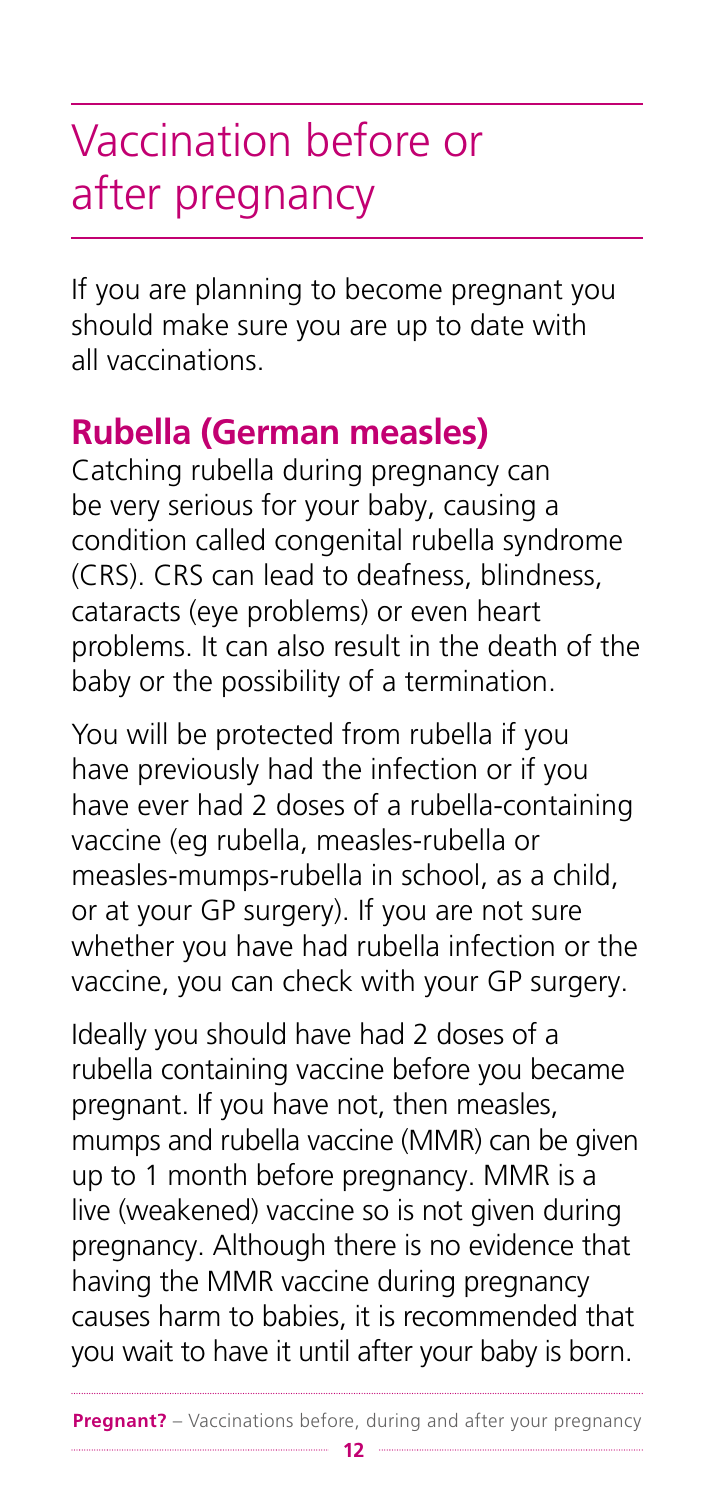# Vaccination before or after pregnancy

If you are planning to become pregnant you should make sure you are up to date with all vaccinations.

## Rubella (German measles)

Catching rubella during pregnancy can be very serious for your baby, causing a condition called congenital rubella syndrome (CRS). CRS can lead to deafness, blindness, cataracts (eye problems) or even heart problems. It can also result in the death of the baby or the possibility of a termination.

You will be protected from rubella if you have previously had the infection or if you have ever had 2 doses of a rubella-containing vaccine (eg rubella, measles-rubella or measles-mumps-rubella in school, as a child, or at your GP surgery). If you are not sure whether you have had rubella infection or the vaccine, you can check with your GP surgery.

Ideally you should have had 2 doses of a rubella containing vaccine before you became pregnant. If you have not, then measles, mumps and rubella vaccine (MMR) can be given up to 1 month before pregnancy. MMR is a live (weakened) vaccine so is not given during pregnancy. Although there is no evidence that having the MMR vaccine during pregnancy causes harm to babies, it is recommended that you wait to have it until after your baby is born.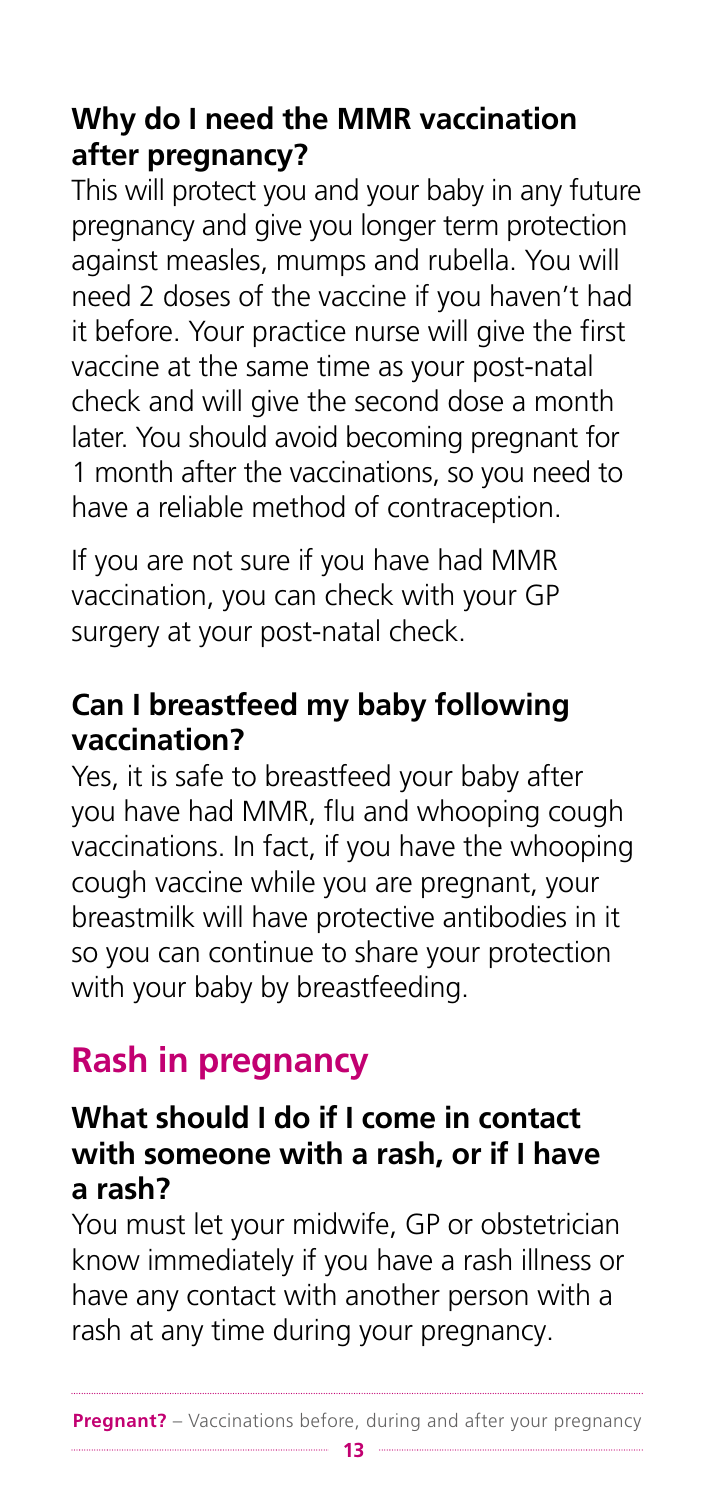### Why do I need the MMR vaccination after pregnancy?

This will protect you and your baby in any future pregnancy and give you longer term protection against measles, mumps and rubella. You will need 2 doses of the vaccine if you haven't had it before. Your practice nurse will give the first vaccine at the same time as your post-natal check and will give the second dose a month later. You should avoid becoming pregnant for 1 month after the vaccinations, so you need to have a reliable method of contraception.

If you are not sure if you have had MMR vaccination, you can check with your GP surgery at your post-natal check.

### Can I breastfeed my baby following vaccination?

Yes, it is safe to breastfeed your baby after you have had MMR, flu and whooping cough vaccinations. In fact, if you have the whooping cough vaccine while you are pregnant, your breastmilk will have protective antibodies in it so you can continue to share your protection with your baby by breastfeeding.

## Rash in pregnancy

### What should I do if I come in contact with someone with a rash, or if I have a rash?

You must let your midwife, GP or obstetrician know immediately if you have a rash illness or have any contact with another person with a rash at any time during your pregnancy.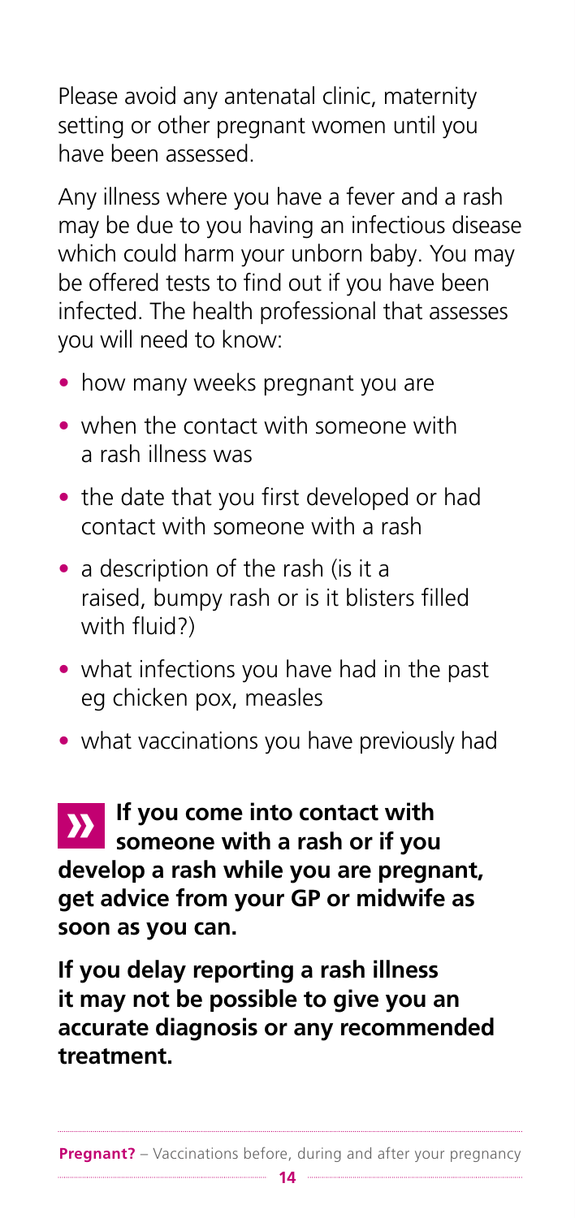Please avoid any antenatal clinic, maternity setting or other pregnant women until you have been assessed.

Any illness where you have a fever and a rash may be due to you having an infectious disease which could harm your unborn baby. You may be offered tests to find out if you have been infected. The health professional that assesses you will need to know:

- how many weeks pregnant you are
- when the contact with someone with a rash illness was
- the date that you first developed or had contact with someone with a rash
- a description of the rash (is it a raised, bumpy rash or is it blisters filled with fluid?)
- what infections you have had in the past eg chicken pox, measles
- what vaccinations you have previously had

» **If you come into contact with someone with a rash or if you develop a rash while you are pregnant, get advice from your GP or midwife as soon as you can.**

**If you delay reporting a rash illness it may not be possible to give you an accurate diagnosis or any recommended treatment.**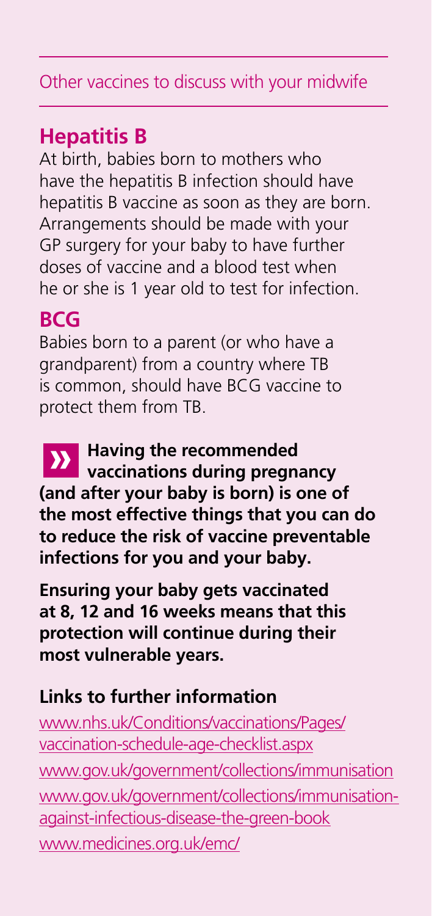Other vaccines to discuss with your midwife

## Hepatitis B

At birth, babies born to mothers who have the hepatitis B infection should have hepatitis B vaccine as soon as they are born. Arrangements should be made with your GP surgery for your baby to have further doses of vaccine and a blood test when he or she is 1 year old to test for infection.

## BCG

Babies born to a parent (or who have a grandparent) from a country where TB is common, should have BCG vaccine to protect them from TB.

**Having the recommended vaccinations during pregnancy (and after your baby is born) is one of the most effective things that you can do to reduce the risk of vaccine preventable infections for you and your baby.**

**Ensuring your baby gets vaccinated at 8, 12 and 16 weeks means that this protection will continue during their most vulnerable years.**

### Links to further information

www.nhs.uk/Conditions/vaccinations/Pages/vaccination-schedule-age-checklist.aspx

www.gov.uk/government/collections/immunisation

www.gov.uk/government/collections/immunisation-against-infectious-disease-the-green-book

www.medicines.org.uk/emc/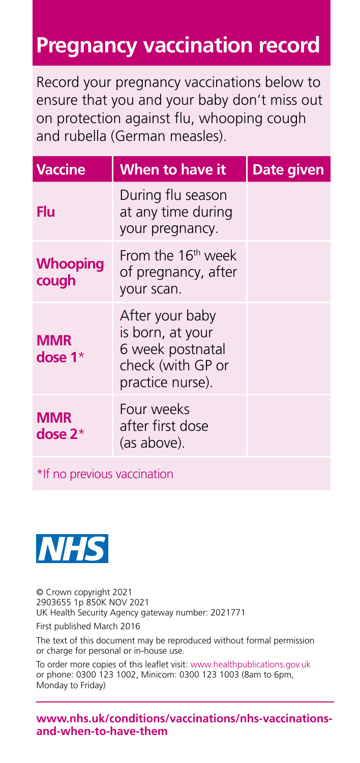# Pregnancy vaccination record

Record your pregnancy vaccinations below to ensure that you and your baby don't miss out on protection against flu, whooping cough and rubella (German measles).

| Vaccine | When to have it | Date given |
|---|---|---|
| **Flu** | During flu season at any time during your pregnancy. | |
| **Whooping cough** | From the 16th week of pregnancy, after your scan. | |
| **MMR dose 1*** | After your baby is born, at your 6 week postnatal check (with GP or practice nurse). | |
| **MMR dose 2*** | Four weeks after first dose (as above). | |

*If no previous vaccination

NHS

© Crown copyright 2021
2903655 1p 850K NOV 2021
UK Health Security Agency gateway number: 2021771

First published March 2016

The text of this document may be reproduced without formal permission or charge for personal or in-house use.

To order more copies of this leaflet visit: www.healthpublications.gov.uk or phone: 0300 123 1002, Minicom: 0300 123 1003 (8am to 6pm, Monday to Friday)

**www.nhs.uk/conditions/vaccinations/nhs-vaccinations-and-when-to-have-them**